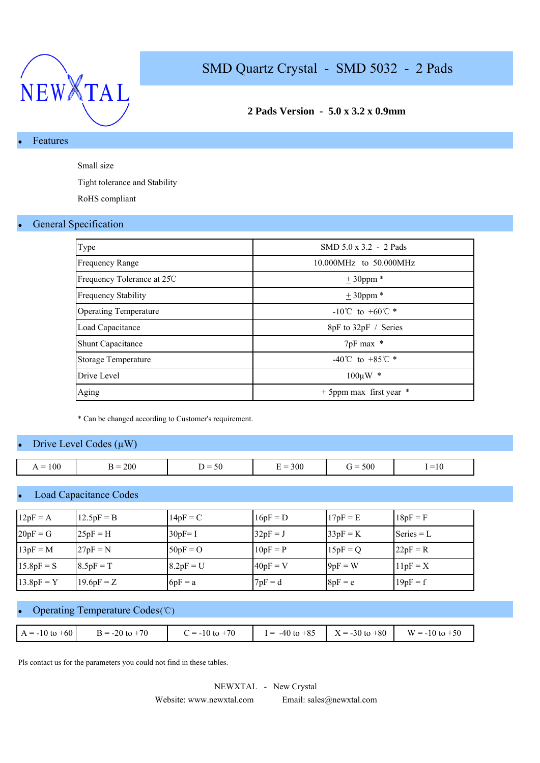NEWXTAL

# SMD Quartz Crystal - SMD 5032 - 2 Pads

**2 Pads Version - 5.0 x 3.2 x 0.9mm**

## Features

- Small size
- Tight tolerance and Stability
- RoHS compliant

## General Specification

| Type | SMD 5.0 x 3.2 - 2 Pads |
|---|---|
| Frequency Range | 10.000MHz to 50.000MHz |
| Frequency Tolerance at 25℃ | ± 30ppm * |
| Frequency Stability | ± 30ppm * |
| Operating Temperature | -10℃ to +60℃ * |
| Load Capacitance | 8pF to 32pF / Series |
| Shunt Capacitance | 7pF max * |
| Storage Temperature | -40℃ to +85℃ * |
| Drive Level | 100μW * |
| Aging | ± 5ppm max first year * |

* Can be changed according to Customer's requirement.

## Drive Level Codes (μW)

| A = 100 | B = 200 | D = 50 | E = 300 | G = 500 | I =10 |
|---|---|---|---|---|---|

## Load Capacitance Codes

| 12pF = A | 12.5pF = B | 14pF = C | 16pF = D | 17pF = E | 18pF = F |
|---|---|---|---|---|---|
| 20pF = G | 25pF = H | 30pF= I | 32pF = J | 33pF = K | Series = L |
| 13pF = M | 27pF = N | 50pF = O | 10pF = P | 15pF = Q | 22pF = R |
| 15.8pF = S | 8.5pF = T | 8.2pF = U | 40pF = V | 9pF = W | 11pF = X |
| 13.8pF = Y | 19.6pF = Z | 6pF = a | 7pF = d | 8pF = e | 19pF = f |

## Operating Temperature Codes(℃)

| A = -10 to +60 | B = -20 to +70 | C = -10 to +70 | I = -40 to +85 | X = -30 to +80 | W = -10 to +50 |
|---|---|---|---|---|---|

Pls contact us for the parameters you could not find in these tables.

NEWXTAL - New Crystal

Website: www.newxtal.com Email: sales@newxtal.com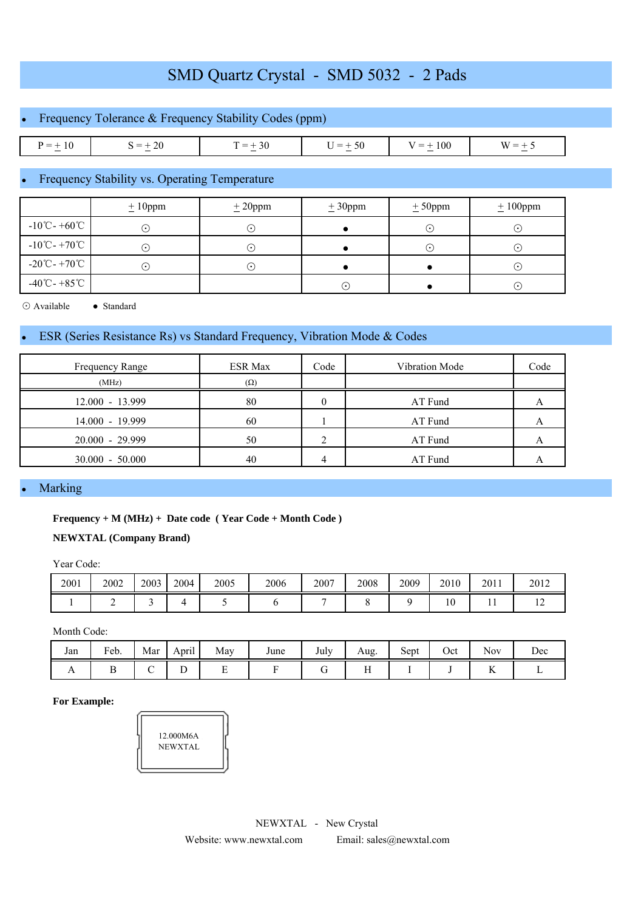# SMD Quartz Crystal - SMD 5032 - 2 Pads

## • Frequency Tolerance & Frequency Stability Codes (ppm)

| P = ± 10 | S = ± 20 | T = ± 30 | U = ± 50 | V = ± 100 | W = ± 5 |
|---|---|---|---|---|---|

## • Frequency Stability vs. Operating Temperature

| | ± 10ppm | ± 20ppm | ± 30ppm | ± 50ppm | ± 100ppm |
|---|---|---|---|---|---|
| -10℃- +60℃ | ⊙ | ⊙ | ● | ⊙ | ⊙ |
| -10℃- +70℃ | ⊙ | ⊙ | ● | ⊙ | ⊙ |
| -20℃- +70℃ | ⊙ | ⊙ | ● | ● | ⊙ |
| -40℃- +85℃ | | | ⊙ | ● | ⊙ |

⊙ Available  ● Standard

## • ESR (Series Resistance Rs) vs Standard Frequency, Vibration Mode & Codes

| Frequency Range (MHz) | ESR Max (Ω) | Code | Vibration Mode | Code |
|---|---|---|---|---|
| 12.000 - 13.999 | 80 | 0 | AT Fund | A |
| 14.000 - 19.999 | 60 | 1 | AT Fund | A |
| 20.000 - 29.999 | 50 | 2 | AT Fund | A |
| 30.000 - 50.000 | 40 | 4 | AT Fund | A |

## • Marking

**Frequency + M (MHz) + Date code ( Year Code + Month Code )**

**NEWXTAL (Company Brand)**

Year Code:

| 2001 | 2002 | 2003 | 2004 | 2005 | 2006 | 2007 | 2008 | 2009 | 2010 | 2011 | 2012 |
|---|---|---|---|---|---|---|---|---|---|---|---|
| 1 | 2 | 3 | 4 | 5 | 6 | 7 | 8 | 9 | 10 | 11 | 12 |

Month Code:

| Jan | Feb. | Mar | April | May | June | July | Aug. | Sept | Oct | Nov | Dec |
|---|---|---|---|---|---|---|---|---|---|---|---|
| A | B | C | D | E | F | G | H | I | J | K | L |

**For Example:**

12.000M6A
NEWXTAL

NEWXTAL - New Crystal

Website: www.newxtal.com  Email: sales@newxtal.com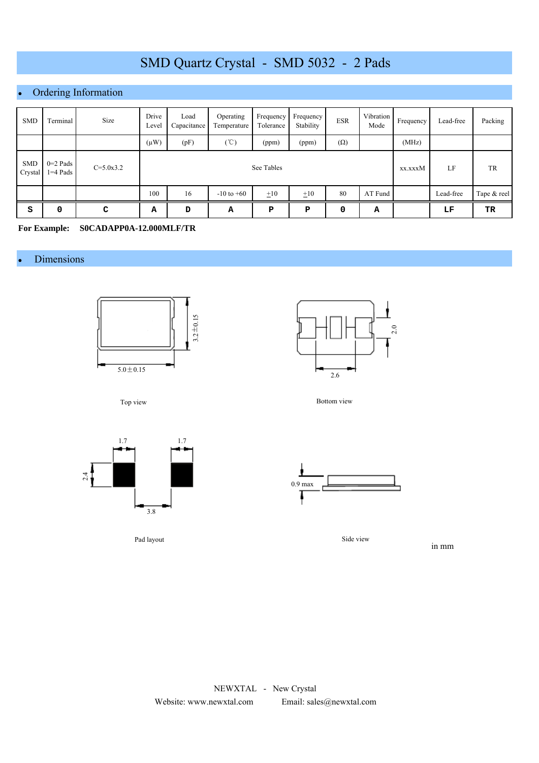# SMD Quartz Crystal - SMD 5032 - 2 Pads

## Ordering Information

| SMD | Terminal | Size | Drive Level | Load Capacitance | Operating Temperature | Frequency Tolerance | Frequency Stability | ESR | Vibration Mode | Frequency | Lead-free | Packing |
|---|---|---|---|---|---|---|---|---|---|---|---|---|
| | | | (µW) | (pF) | (℃) | (ppm) | (ppm) | (Ω) | | (MHz) | | |
| SMD Crystal | 0=2 Pads 1=4 Pads | C=5.0x3.2 | See Tables | | | | | | | xx.xxxM | LF | TR |
| | | | 100 | 16 | -10 to +60 | ±10 | ±10 | 80 | AT Fund | | Lead-free | Tape & reel |
| S | 0 | C | A | D | A | P | P | 0 | A | | LF | TR |

**For Example: S0CADAPP0A-12.000MLF/TR**

## Dimensions

5.0±0.15

3.2±0.15

Top view

2.0

2.6

Bottom view

1.7 1.7

2.4

3.8

Pad layout

0.9 max

Side view

in mm

NEWXTAL - New Crystal

Website: www.newxtal.com Email: sales@newxtal.com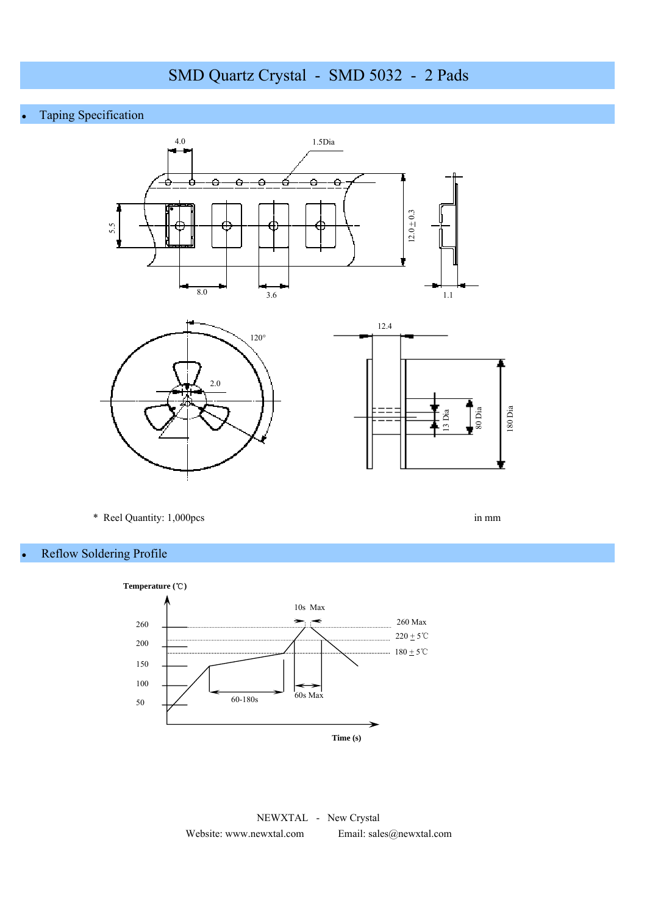# SMD Quartz Crystal - SMD 5032 - 2 Pads

## Taping Specification

4.0

1.5Dia

5.5

12.0 ± 0.3

8.0

3.6

1.1

120°

2.0

12.4

13 Dia

80 Dia

180 Dia

* Reel Quantity: 1,000pcs

in mm

## Reflow Soldering Profile

Temperature (℃)

10s Max

260

260 Max

200

220 ± 5℃

150

180 ± 5℃

100

50

60-180s

60s Max

Time (s)

NEWXTAL - New Crystal

Website: www.newxtal.com Email: sales@newxtal.com